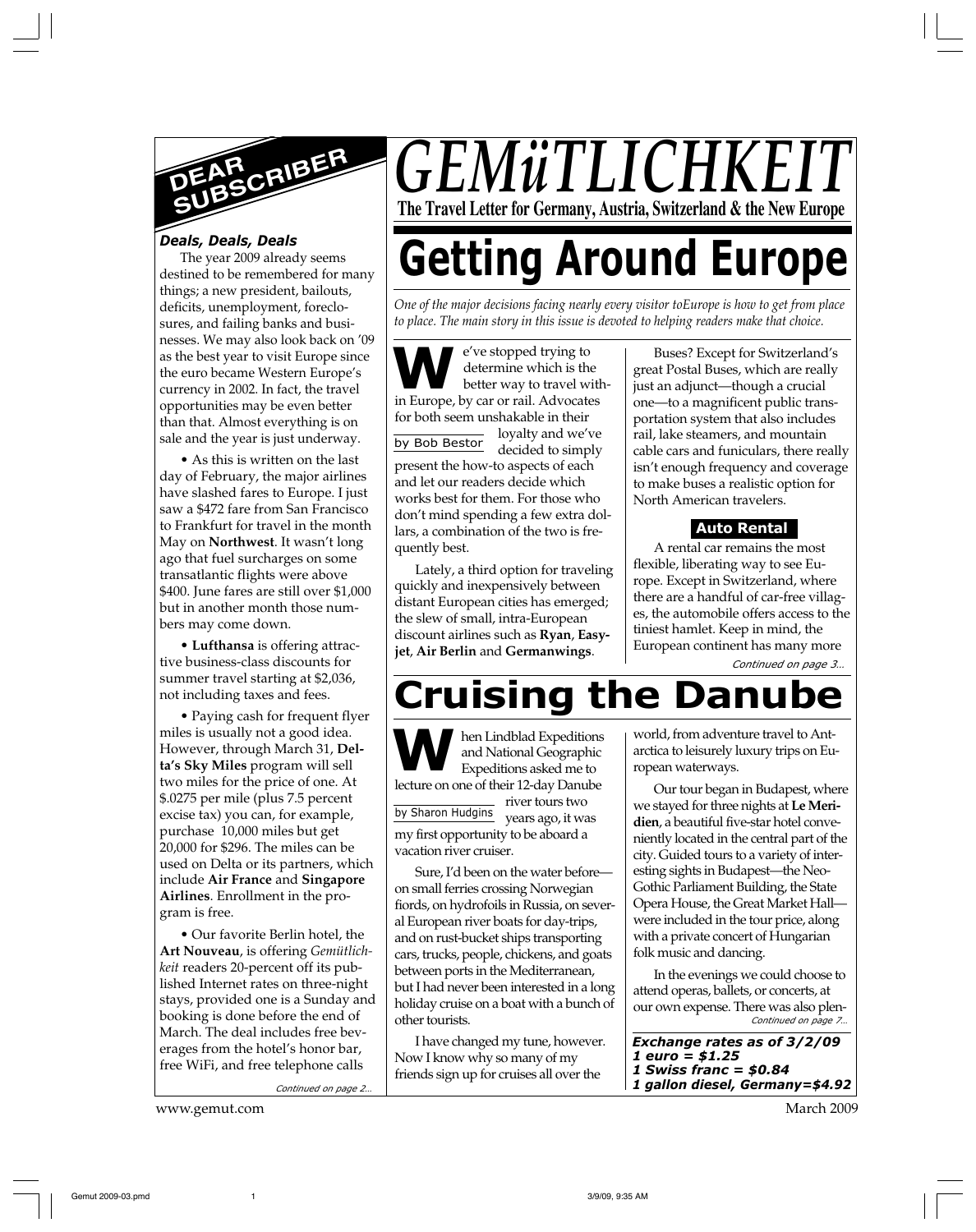# GEMüTLICHKEIT

**The Travel Letter for Germany, Austria, Switzerland & the New Europe**

## DEAR SUBSCRIBER

***Deals, Deals, Deals***

The year 2009 already seems destined to be remembered for many things; a new president, bailouts, deficits, unemployment, foreclosures, and failing banks and businesses. We may also look back on '09 as the best year to visit Europe since the euro became Western Europe's currency in 2002. In fact, the travel opportunities may be even better than that. Almost everything is on sale and the year is just underway.

• As this is written on the last day of February, the major airlines have slashed fares to Europe. I just saw a $472 fare from San Francisco to Frankfurt for travel in the month May on **Northwest**. It wasn't long ago that fuel surcharges on some transatlantic flights were above $400. June fares are still over $1,000 but in another month those numbers may come down.

• **Lufthansa** is offering attractive business-class discounts for summer travel starting at $2,036, not including taxes and fees.

• Paying cash for frequent flyer miles is usually not a good idea. However, through March 31, **Delta's Sky Miles** program will sell two miles for the price of one. At $.0275 per mile (plus 7.5 percent excise tax) you can, for example, purchase 10,000 miles but get 20,000 for $296. The miles can be used on Delta or its partners, which include **Air France** and **Singapore Airlines**. Enrollment in the program is free.

• Our favorite Berlin hotel, the **Art Nouveau**, is offering *Gemütlichkeit* readers 20-percent off its published Internet rates on three-night stays, provided one is a Sunday and booking is done before the end of March. The deal includes free beverages from the hotel's honor bar, free WiFi, and free telephone calls

*Continued on page 2…*

# Getting Around Europe

*One of the major decisions facing nearly every visitor toEurope is how to get from place to place. The main story in this issue is devoted to helping readers make that choice.*

by Bob Bestor

We've stopped trying to determine which is the better way to travel within Europe, by car or rail. Advocates for both seem unshakable in their loyalty and we've decided to simply present the how-to aspects of each and let our readers decide which works best for them. For those who don't mind spending a few extra dollars, a combination of the two is frequently best.

Lately, a third option for traveling quickly and inexpensively between distant European cities has emerged; the slew of small, intra-European discount airlines such as **Ryan**, **Easyjet**, **Air Berlin** and **Germanwings**.

Buses? Except for Switzerland's great Postal Buses, which are really just an adjunct—though a crucial one—to a magnificent public transportation system that also includes rail, lake steamers, and mountain cable cars and funiculars, there really isn't enough frequency and coverage to make buses a realistic option for North American travelers.

### Auto Rental

A rental car remains the most flexible, liberating way to see Europe. Except in Switzerland, where there are a handful of car-free villages, the automobile offers access to the tiniest hamlet. Keep in mind, the European continent has many more

*Continued on page 3…*

# Cruising the Danube

by Sharon Hudgins

When Lindblad Expeditions and National Geographic Expeditions asked me to lecture on one of their 12-day Danube river tours two years ago, it was my first opportunity to be aboard a vacation river cruiser.

Sure, I'd been on the water before—on small ferries crossing Norwegian fiords, on hydrofoils in Russia, on several European river boats for day-trips, and on rust-bucket ships transporting cars, trucks, people, chickens, and goats between ports in the Mediterranean, but I had never been interested in a long holiday cruise on a boat with a bunch of other tourists.

I have changed my tune, however. Now I know why so many of my friends sign up for cruises all over the world, from adventure travel to Antarctica to leisurely luxury trips on European waterways.

Our tour began in Budapest, where we stayed for three nights at **Le Meridien**, a beautiful five-star hotel conveniently located in the central part of the city. Guided tours to a variety of interesting sights in Budapest—the Neo-Gothic Parliament Building, the State Opera House, the Great Market Hall—were included in the tour price, along with a private concert of Hungarian folk music and dancing.

In the evenings we could choose to attend operas, ballets, or concerts, at our own expense. There was also plen-

*Continued on page 7…*

***Exchange rates as of 3/2/09***
***1 euro = $1.25***
***1 Swiss franc = $0.84***
***1 gallon diesel, Germany=$4.92***

www.gemut.com

March 2009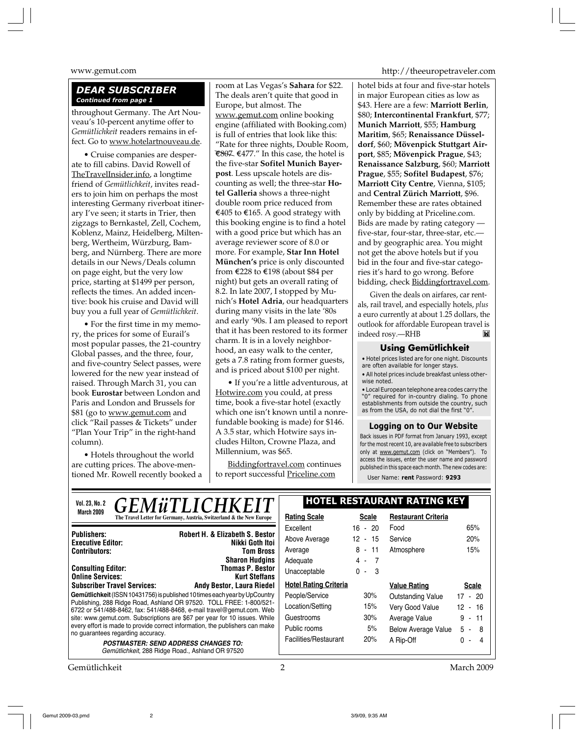## DEAR SUBSCRIBER

*Continued from page 1*

throughout Germany. The Art Nouveau's 10-percent anytime offer to *Gemütlichkeit* readers remains in effect. Go to www.hotelartnouveau.de.

• Cruise companies are desperate to fill cabins. David Rowell of TheTravelInsider.info, a longtime friend of *Gemütlichkeit*, invites readers to join him on perhaps the most interesting Germany riverboat itinerary I've seen; it starts in Trier, then zigzags to Bernkastel, Zell, Cochem, Koblenz, Mainz, Heidelberg, Miltenberg, Wertheim, Würzburg, Bamberg, and Nürnberg. There are more details in our News/Deals column on page eight, but the very low price, starting at $1499 per person, reflects the times. An added incentive: book his cruise and David will buy you a full year of *Gemütlichkeit*.

• For the first time in my memory, the prices for some of Eurail's most popular passes, the 21-country Global passes, and the three, four, and five-country Select passes, were lowered for the new year instead of raised. Through March 31, you can book **Eurostar** between London and Paris and London and Brussels for $81 (go to www.gemut.com and click "Rail passes & Tickets" under "Plan Your Trip" in the right-hand column).

• Hotels throughout the world are cutting prices. The above-mentioned Mr. Rowell recently booked a room at Las Vegas's **Sahara** for $22. The deals aren't quite that good in Europe, but almost. The www.gemut.com online booking engine (affiliated with Booking.com) is full of entries that look like this: "Rate for three nights, Double Room, ~~€807~~ €477." In this case, the hotel is the five-star **Sofitel Munich Bayerpost**. Less upscale hotels are discounting as well; the three-star **Hotel Galleria** shows a three-night double room price reduced from €405 to €165. A good strategy with this booking engine is to find a hotel with a good price but which has an average reviewer score of 8.0 or more. For example, **Star Inn Hotel München's** price is only discounted from €228 to €198 (about $84 per night) but gets an overall rating of 8.2. In late 2007, I stopped by Munich's **Hotel Adria**, our headquarters during many visits in the late '80s and early '90s. I am pleased to report that it has been restored to its former charm. It is in a lovely neighborhood, an easy walk to the center, gets a 7.8 rating from former guests, and is priced about $100 per night.

• If you're a little adventurous, at Hotwire.com you could, at press time, book a five-star hotel (exactly which one isn't known until a nonrefundable booking is made) for $146. A 3.5 star, which Hotwire says includes Hilton, Crowne Plaza, and Millennium, was $65.

Biddingfortravel.com continues to report successful Priceline.com hotel bids at four and five-star hotels in major European cities as low as $43. Here are a few: **Marriott Berlin**, $80; **Intercontinental Frankfurt**, $77; **Munich Marriott**, $55; **Hamburg Maritim**, $65; **Renaissance Düsseldorf**, $60; **Mövenpick Stuttgart Airport**, $85; **Mövenpick Prague**, $43; **Renaissance Salzburg**, $60; **Marriott Prague**, $55; **Sofitel Budapest**, $76; **Marriott City Centre**, Vienna, $105; and **Central Zürich Marriott**, $96. Remember these are rates obtained only by bidding at Priceline.com. Bids are made by rating category — five-star, four-star, three-star, etc.— and by geographic area. You might not get the above hotels but if you bid in the four and five-star categories it's hard to go wrong. Before bidding, check Biddingfortravel.com.

Given the deals on airfares, car rentals, rail travel, and especially hotels, *plus* a euro currently at about 1.25 dollars, the outlook for affordable European travel is indeed rosy.—RHB

### Using Gemütlichkeit

• Hotel prices listed are for one night. Discounts are often available for longer stays.

• All hotel prices include breakfast unless otherwise noted.

• Local European telephone area codes carry the "0" required for in-country dialing. To phone establishments from outside the country, such as from the USA, do not dial the first "0".

### Logging on to Our Website

Back issues in PDF format from January 1993, except for the most recent 10, are available free to subscribers only at www.gemut.com (click on "Members"). To access the issues, enter the user name and password published in this space each month. The new codes are:

User Name: **rent** Password: **9293**

---

Vol. 23, No. 2
March 2009

# GEMüTLICHKEIT

**The Travel Letter for Germany, Austria, Switzerland & the New Europe**

| | |
|---|---|
| **Publishers:** | **Robert H. & Elizabeth S. Bestor** |
| **Executive Editor:** | **Nikki Goth Itoi** |
| **Contributors:** | **Tom Bross** |
| | **Sharon Hudgins** |
| **Consulting Editor:** | **Thomas P. Bestor** |
| **Online Services:** | **Kurt Steffans** |
| **Subscriber Travel Services:** | **Andy Bestor, Laura Riedel** |

**Gemütlichkeit** (ISSN 10431756) is published 10 times each year by UpCountry Publishing, 288 Ridge Road, Ashland OR 97520. TOLL FREE: 1-800/521-6722 or 541/488-8462, fax: 541/488-8468, e-mail travel@gemut.com. Web site: www.gemut.com. Subscriptions are $67 per year for 10 issues. While every effort is made to provide correct information, the publishers can make no guarantees regarding accuracy.

***POSTMASTER: SEND ADDRESS CHANGES TO:***
*Gemütlichkeit*, 288 Ridge Road., Ashland OR 97520

### HOTEL RESTAURANT RATING KEY

| Rating Scale | Scale |
|---|---|
| Excellent | 16 - 20 |
| Above Average | 12 - 15 |
| Average | 8 - 11 |
| Adequate | 4 - 7 |
| Unacceptable | 0 - 3 |

| Restaurant Criteria | |
|---|---|
| Food | 65% |
| Service | 20% |
| Atmosphere | 15% |

| Hotel Rating Criteria | |
|---|---|
| People/Service | 30% |
| Location/Setting | 15% |
| Guestrooms | 30% |
| Public rooms | 5% |
| Facilities/Restaurant | 20% |

| Value Rating | Scale |
|---|---|
| Outstanding Value | 17 - 20 |
| Very Good Value | 12 - 16 |
| Average Value | 9 - 11 |
| Below Average Value | 5 - 8 |
| A Rip-Off | 0 - 4 |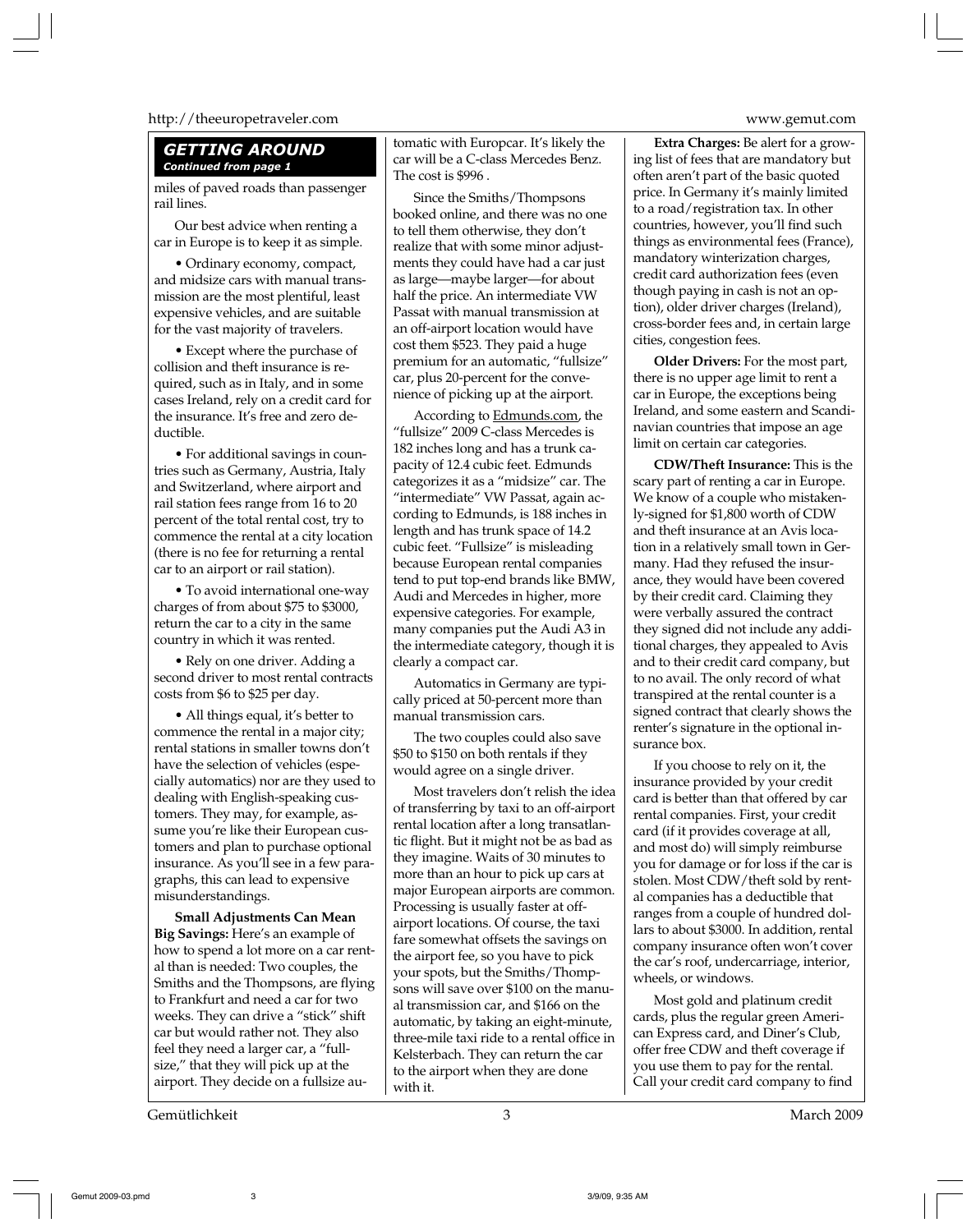## GETTING AROUND

*Continued from page 1*

miles of paved roads than passenger rail lines.

Our best advice when renting a car in Europe is to keep it as simple.

- Ordinary economy, compact, and midsize cars with manual transmission are the most plentiful, least expensive vehicles, and are suitable for the vast majority of travelers.

- Except where the purchase of collision and theft insurance is required, such as in Italy, and in some cases Ireland, rely on a credit card for the insurance. It's free and zero deductible.

- For additional savings in countries such as Germany, Austria, Italy and Switzerland, where airport and rail station fees range from 16 to 20 percent of the total rental cost, try to commence the rental at a city location (there is no fee for returning a rental car to an airport or rail station).

- To avoid international one-way charges of from about $75 to $3000, return the car to a city in the same country in which it was rented.

- Rely on one driver. Adding a second driver to most rental contracts costs from $6 to $25 per day.

- All things equal, it's better to commence the rental in a major city; rental stations in smaller towns don't have the selection of vehicles (especially automatics) nor are they used to dealing with English-speaking customers. They may, for example, assume you're like their European customers and plan to purchase optional insurance. As you'll see in a few paragraphs, this can lead to expensive misunderstandings.

**Small Adjustments Can Mean Big Savings:** Here's an example of how to spend a lot more on a car rental than is needed: Two couples, the Smiths and the Thompsons, are flying to Frankfurt and need a car for two weeks. They can drive a "stick" shift car but would rather not. They also feel they need a larger car, a "fullsize," that they will pick up at the airport. They decide on a fullsize automatic with Europcar. It's likely the car will be a C-class Mercedes Benz. The cost is $996 .

Since the Smiths/Thompsons booked online, and there was no one to tell them otherwise, they don't realize that with some minor adjustments they could have had a car just as large—maybe larger—for about half the price. An intermediate VW Passat with manual transmission at an off-airport location would have cost them $523. They paid a huge premium for an automatic, "fullsize" car, plus 20-percent for the convenience of picking up at the airport.

According to Edmunds.com, the "fullsize" 2009 C-class Mercedes is 182 inches long and has a trunk capacity of 12.4 cubic feet. Edmunds categorizes it as a "midsize" car. The "intermediate" VW Passat, again according to Edmunds, is 188 inches in length and has trunk space of 14.2 cubic feet. "Fullsize" is misleading because European rental companies tend to put top-end brands like BMW, Audi and Mercedes in higher, more expensive categories. For example, many companies put the Audi A3 in the intermediate category, though it is clearly a compact car.

Automatics in Germany are typically priced at 50-percent more than manual transmission cars.

The two couples could also save $50 to $150 on both rentals if they would agree on a single driver.

Most travelers don't relish the idea of transferring by taxi to an off-airport rental location after a long transatlantic flight. But it might not be as bad as they imagine. Waits of 30 minutes to more than an hour to pick up cars at major European airports are common. Processing is usually faster at off-airport locations. Of course, the taxi fare somewhat offsets the savings on the airport fee, so you have to pick your spots, but the Smiths/Thompsons will save over $100 on the manual transmission car, and $166 on the automatic, by taking an eight-minute, three-mile taxi ride to a rental office in Kelsterbach. They can return the car to the airport when they are done with it.

**Extra Charges:** Be alert for a growing list of fees that are mandatory but often aren't part of the basic quoted price. In Germany it's mainly limited to a road/registration tax. In other countries, however, you'll find such things as environmental fees (France), mandatory winterization charges, credit card authorization fees (even though paying in cash is not an option), older driver charges (Ireland), cross-border fees and, in certain large cities, congestion fees.

**Older Drivers:** For the most part, there is no upper age limit to rent a car in Europe, the exceptions being Ireland, and some eastern and Scandinavian countries that impose an age limit on certain car categories.

**CDW/Theft Insurance:** This is the scary part of renting a car in Europe. We know of a couple who mistakenly-signed for $1,800 worth of CDW and theft insurance at an Avis location in a relatively small town in Germany. Had they refused the insurance, they would have been covered by their credit card. Claiming they were verbally assured the contract they signed did not include any additional charges, they appealed to Avis and to their credit card company, but to no avail. The only record of what transpired at the rental counter is a signed contract that clearly shows the renter's signature in the optional insurance box.

If you choose to rely on it, the insurance provided by your credit card is better than that offered by car rental companies. First, your credit card (if it provides coverage at all, and most do) will simply reimburse you for damage or for loss if the car is stolen. Most CDW/theft sold by rental companies has a deductible that ranges from a couple of hundred dollars to about $3000. In addition, rental company insurance often won't cover the car's roof, undercarriage, interior, wheels, or windows.

Most gold and platinum credit cards, plus the regular green American Express card, and Diner's Club, offer free CDW and theft coverage if you use them to pay for the rental. Call your credit card company to find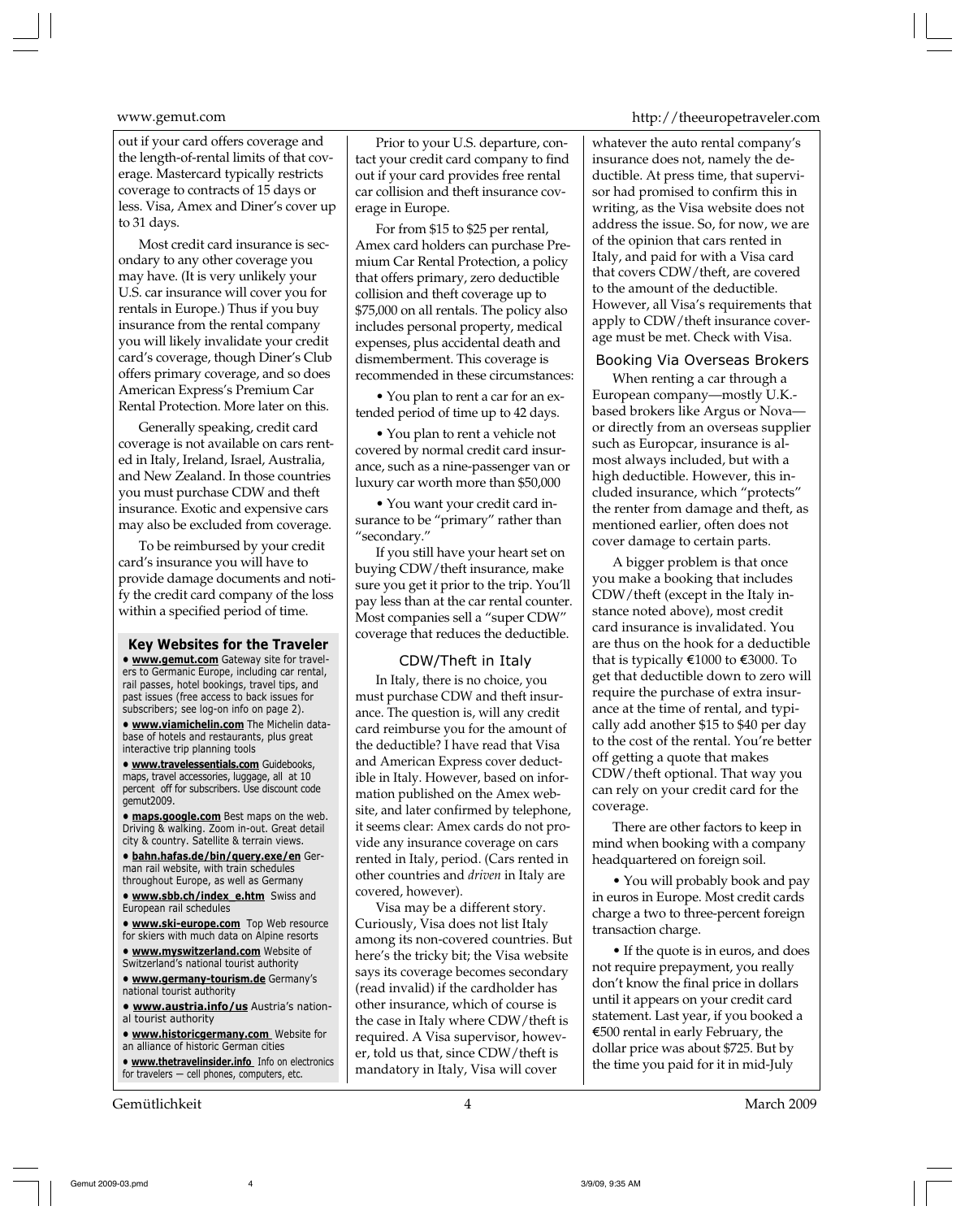out if your card offers coverage and the length-of-rental limits of that coverage. Mastercard typically restricts coverage to contracts of 15 days or less. Visa, Amex and Diner's cover up to 31 days.

Most credit card insurance is secondary to any other coverage you may have. (It is very unlikely your U.S. car insurance will cover you for rentals in Europe.) Thus if you buy insurance from the rental company you will likely invalidate your credit card's coverage, though Diner's Club offers primary coverage, and so does American Express's Premium Car Rental Protection. More later on this.

Generally speaking, credit card coverage is not available on cars rented in Italy, Ireland, Israel, Australia, and New Zealand. In those countries you must purchase CDW and theft insurance. Exotic and expensive cars may also be excluded from coverage.

To be reimbursed by your credit card's insurance you will have to provide damage documents and notify the credit card company of the loss within a specified period of time.

### Key Websites for the Traveler

- **www.gemut.com** Gateway site for travelers to Germanic Europe, including car rental, rail passes, hotel bookings, travel tips, and past issues (free access to back issues for subscribers; see log-on info on page 2).
- **www.viamichelin.com** The Michelin database of hotels and restaurants, plus great interactive trip planning tools
- **www.travelessentials.com** Guidebooks, maps, travel accessories, luggage, all at 10 percent off for subscribers. Use discount code gemut2009.
- **maps.google.com** Best maps on the web. Driving & walking. Zoom in-out. Great detail city & country. Satellite & terrain views.
- **bahn.hafas.de/bin/query.exe/en** German rail website, with train schedules throughout Europe, as well as Germany
- **www.sbb.ch/index_e.htm** Swiss and European rail schedules
- **www.ski-europe.com** Top Web resource for skiers with much data on Alpine resorts
- **www.myswitzerland.com** Website of Switzerland's national tourist authority
- **www.germany-tourism.de** Germany's national tourist authority
- **www.austria.info/us** Austria's national tourist authority
- **www.historicgermany.com** Website for an alliance of historic German cities
- **www.thetravelinsider.info** Info on electronics for travelers — cell phones, computers, etc.

Prior to your U.S. departure, contact your credit card company to find out if your card provides free rental car collision and theft insurance coverage in Europe.

For from $15 to $25 per rental, Amex card holders can purchase Premium Car Rental Protection, a policy that offers primary, zero deductible collision and theft coverage up to $75,000 on all rentals. The policy also includes personal property, medical expenses, plus accidental death and dismemberment. This coverage is recommended in these circumstances:

- You plan to rent a car for an extended period of time up to 42 days.
- You plan to rent a vehicle not covered by normal credit card insurance, such as a nine-passenger van or luxury car worth more than $50,000
- You want your credit card insurance to be "primary" rather than "secondary."

If you still have your heart set on buying CDW/theft insurance, make sure you get it prior to the trip. You'll pay less than at the car rental counter. Most companies sell a "super CDW" coverage that reduces the deductible.

### CDW/Theft in Italy

In Italy, there is no choice, you must purchase CDW and theft insurance. The question is, will any credit card reimburse you for the amount of the deductible? I have read that Visa and American Express cover deductible in Italy. However, based on information published on the Amex website, and later confirmed by telephone, it seems clear: Amex cards do not provide any insurance coverage on cars rented in Italy, period. (Cars rented in other countries and *driven* in Italy are covered, however).

Visa may be a different story. Curiously, Visa does not list Italy among its non-covered countries. But here's the tricky bit; the Visa website says its coverage becomes secondary (read invalid) if the cardholder has other insurance, which of course is the case in Italy where CDW/theft is required. A Visa supervisor, however, told us that, since CDW/theft is mandatory in Italy, Visa will cover whatever the auto rental company's insurance does not, namely the deductible. At press time, that supervisor had promised to confirm this in writing, as the Visa website does not address the issue. So, for now, we are of the opinion that cars rented in Italy, and paid for with a Visa card that covers CDW/theft, are covered to the amount of the deductible. However, all Visa's requirements that apply to CDW/theft insurance coverage must be met. Check with Visa.

### Booking Via Overseas Brokers

When renting a car through a European company—mostly U.K.-based brokers like Argus or Nova—or directly from an overseas supplier such as Europcar, insurance is almost always included, but with a high deductible. However, this included insurance, which "protects" the renter from damage and theft, as mentioned earlier, often does not cover damage to certain parts.

A bigger problem is that once you make a booking that includes CDW/theft (except in the Italy instance noted above), most credit card insurance is invalidated. You are thus on the hook for a deductible that is typically €1000 to €3000. To get that deductible down to zero will require the purchase of extra insurance at the time of rental, and typically add another $15 to $40 per day to the cost of the rental. You're better off getting a quote that makes CDW/theft optional. That way you can rely on your credit card for the coverage.

There are other factors to keep in mind when booking with a company headquartered on foreign soil.

- You will probably book and pay in euros in Europe. Most credit cards charge a two to three-percent foreign transaction charge.
- If the quote is in euros, and does not require prepayment, you really don't know the final price in dollars until it appears on your credit card statement. Last year, if you booked a €500 rental in early February, the dollar price was about $725. But by the time you paid for it in mid-July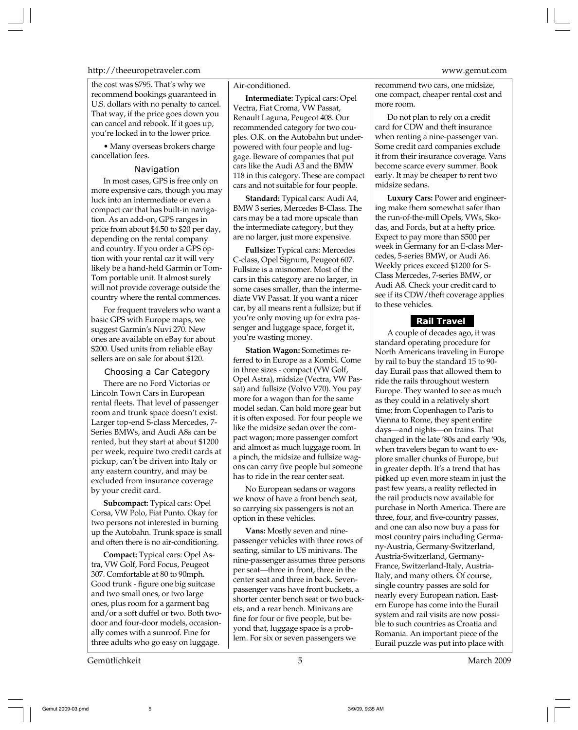the cost was $795. That's why we recommend bookings guaranteed in U.S. dollars with no penalty to cancel. That way, if the price goes down you can cancel and rebook. If it goes up, you're locked in to the lower price.

• Many overseas brokers charge cancellation fees.

### Navigation

In most cases, GPS is free only on more expensive cars, though you may luck into an intermediate or even a compact car that has built-in navigation. As an add-on, GPS ranges in price from about $4.50 to $20 per day, depending on the rental company and country. If you order a GPS option with your rental car it will very likely be a hand-held Garmin or Tom-Tom portable unit. It almost surely will not provide coverage outside the country where the rental commences.

For frequent travelers who want a basic GPS with Europe maps, we suggest Garmin's Nuvi 270. New ones are available on eBay for about $200. Used units from reliable eBay sellers are on sale for about $120.

### Choosing a Car Category

There are no Ford Victorias or Lincoln Town Cars in European rental fleets. That level of passenger room and trunk space doesn't exist. Larger top-end S-class Mercedes, 7-Series BMWs, and Audi A8s can be rented, but they start at about $1200 per week, require two credit cards at pickup, can't be driven into Italy or any eastern country, and may be excluded from insurance coverage by your credit card.

**Subcompact:** Typical cars: Opel Corsa, VW Polo, Fiat Punto. Okay for two persons not interested in burning up the Autobahn. Trunk space is small and often there is no air-conditioning.

**Compact:** Typical cars: Opel Astra, VW Golf, Ford Focus, Peugeot 307. Comfortable at 80 to 90mph. Good trunk - figure one big suitcase and two small ones, or two large ones, plus room for a garment bag and/or a soft duffel or two. Both two-door and four-door models, occasionally comes with a sunroof. Fine for three adults who go easy on luggage. Air-conditioned.

**Intermediate:** Typical cars: Opel Vectra, Fiat Croma, VW Passat, Renault Laguna, Peugeot 408. Our recommended category for two couples. O.K. on the Autobahn but underpowered with four people and luggage. Beware of companies that put cars like the Audi A3 and the BMW 118 in this category. These are compact cars and not suitable for four people.

**Standard:** Typical cars: Audi A4, BMW 3 series, Mercedes B-Class. The cars may be a tad more upscale than the intermediate category, but they are no larger, just more expensive.

**Fullsize:** Typical cars: Mercedes C-class, Opel Signum, Peugeot 607. Fullsize is a misnomer. Most of the cars in this category are no larger, in some cases smaller, than the intermediate VW Passat. If you want a nicer car, by all means rent a fullsize; but if you're only moving up for extra passenger and luggage space, forget it, you're wasting money.

**Station Wagon:** Sometimes referred to in Europe as a Kombi. Come in three sizes - compact (VW Golf, Opel Astra), midsize (Vectra, VW Passat) and fullsize (Volvo V70). You pay more for a wagon than for the same model sedan. Can hold more gear but it is often exposed. For four people we like the midsize sedan over the compact wagon; more passenger comfort and almost as much luggage room. In a pinch, the midsize and fullsize wagons can carry five people but someone has to ride in the rear center seat.

No European sedans or wagons we know of have a front bench seat, so carrying six passengers is not an option in these vehicles.

**Vans:** Mostly seven and nine-passenger vehicles with three rows of seating, similar to US minivans. The nine-passenger assumes three persons per seat—three in front, three in the center seat and three in back. Seven-passenger vans have front buckets, a shorter center bench seat or two buckets, and a rear bench. Minivans are fine for four or five people, but beyond that, luggage space is a problem. For six or seven passengers we recommend two cars, one midsize, one compact, cheaper rental cost and more room.

Do not plan to rely on a credit card for CDW and theft insurance when renting a nine-passenger van. Some credit card companies exclude it from their insurance coverage. Vans become scarce every summer. Book early. It may be cheaper to rent two midsize sedans.

**Luxury Cars:** Power and engineering make them somewhat safer than the run-of-the-mill Opels, VWs, Skodas, and Fords, but at a hefty price. Expect to pay more than $500 per week in Germany for an E-class Mercedes, 5-series BMW, or Audi A6. Weekly prices exceed $1200 for S-Class Mercedes, 7-series BMW, or Audi A8. Check your credit card to see if its CDW/theft coverage applies to these vehicles.

## Rail Travel

A couple of decades ago, it was standard operating procedure for North Americans traveling in Europe by rail to buy the standard 15 to 90-day Eurail pass that allowed them to ride the rails throughout western Europe. They wanted to see as much as they could in a relatively short time; from Copenhagen to Paris to Vienna to Rome, they spent entire days—and nights—on trains. That changed in the late '80s and early '90s, when travelers began to want to explore smaller chunks of Europe, but in greater depth. It's a trend that has picked up even more steam in just the past few years, a reality reflected in the rail products now available for purchase in North America. There are three, four, and five-country passes, and one can also now buy a pass for most country pairs including Germany-Austria, Germany-Switzerland, Austria-Switzerland, Germany-France, Switzerland-Italy, Austria-Italy, and many others. Of course, single country passes are sold for nearly every European nation. Eastern Europe has come into the Eurail system and rail visits are now possible to such countries as Croatia and Romania. An important piece of the Eurail puzzle was put into place with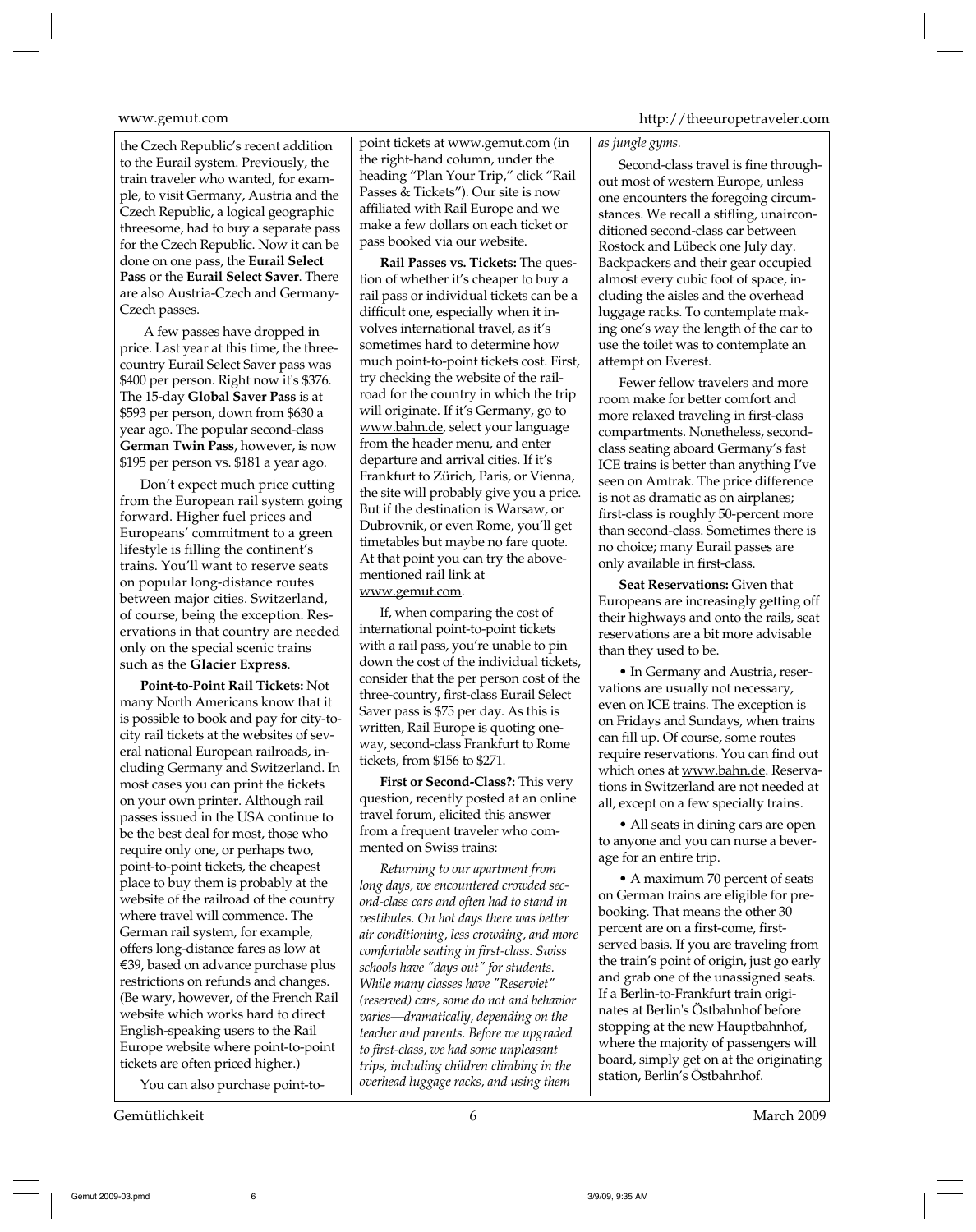the Czech Republic's recent addition to the Eurail system. Previously, the train traveler who wanted, for example, to visit Germany, Austria and the Czech Republic, a logical geographic threesome, had to buy a separate pass for the Czech Republic. Now it can be done on one pass, the **Eurail Select Pass** or the **Eurail Select Saver**. There are also Austria-Czech and Germany-Czech passes.

A few passes have dropped in price. Last year at this time, the three-country Eurail Select Saver pass was $400 per person. Right now it's $376. The 15-day **Global Saver Pass** is at $593 per person, down from $630 a year ago. The popular second-class **German Twin Pass**, however, is now $195 per person vs. $181 a year ago.

Don't expect much price cutting from the European rail system going forward. Higher fuel prices and Europeans' commitment to a green lifestyle is filling the continent's trains. You'll want to reserve seats on popular long-distance routes between major cities. Switzerland, of course, being the exception. Reservations in that country are needed only on the special scenic trains such as the **Glacier Express**.

**Point-to-Point Rail Tickets:** Not many North Americans know that it is possible to book and pay for city-to-city rail tickets at the websites of several national European railroads, including Germany and Switzerland. In most cases you can print the tickets on your own printer. Although rail passes issued in the USA continue to be the best deal for most, those who require only one, or perhaps two, point-to-point tickets, the cheapest place to buy them is probably at the website of the railroad of the country where travel will commence. The German rail system, for example, offers long-distance fares as low at €39, based on advance purchase plus restrictions on refunds and changes. (Be wary, however, of the French Rail website which works hard to direct English-speaking users to the Rail Europe website where point-to-point tickets are often priced higher.)

You can also purchase point-to-point tickets at www.gemut.com (in the right-hand column, under the heading "Plan Your Trip," click "Rail Passes & Tickets"). Our site is now affiliated with Rail Europe and we make a few dollars on each ticket or pass booked via our website.

**Rail Passes vs. Tickets:** The question of whether it's cheaper to buy a rail pass or individual tickets can be a difficult one, especially when it involves international travel, as it's sometimes hard to determine how much point-to-point tickets cost. First, try checking the website of the railroad for the country in which the trip will originate. If it's Germany, go to www.bahn.de, select your language from the header menu, and enter departure and arrival cities. If it's Frankfurt to Zürich, Paris, or Vienna, the site will probably give you a price. But if the destination is Warsaw, or Dubrovnik, or even Rome, you'll get timetables but maybe no fare quote. At that point you can try the above-mentioned rail link at www.gemut.com.

If, when comparing the cost of international point-to-point tickets with a rail pass, you're unable to pin down the cost of the individual tickets, consider that the per person cost of the three-country, first-class Eurail Select Saver pass is $75 per day. As this is written, Rail Europe is quoting one-way, second-class Frankfurt to Rome tickets, from $156 to $271.

**First or Second-Class?:** This very question, recently posted at an online travel forum, elicited this answer from a frequent traveler who commented on Swiss trains:

*Returning to our apartment from long days, we encountered crowded second-class cars and often had to stand in vestibules. On hot days there was better air conditioning, less crowding, and more comfortable seating in first-class. Swiss schools have "days out" for students. While many classes have "Reserviet" (reserved) cars, some do not and behavior varies—dramatically, depending on the teacher and parents. Before we upgraded to first-class, we had some unpleasant trips, including children climbing in the overhead luggage racks, and using them as jungle gyms.*

Second-class travel is fine throughout most of western Europe, unless one encounters the foregoing circumstances. We recall a stifling, unairconditioned second-class car between Rostock and Lübeck one July day. Backpackers and their gear occupied almost every cubic foot of space, including the aisles and the overhead luggage racks. To contemplate making one's way the length of the car to use the toilet was to contemplate an attempt on Everest.

Fewer fellow travelers and more room make for better comfort and more relaxed traveling in first-class compartments. Nonetheless, second-class seating aboard Germany's fast ICE trains is better than anything I've seen on Amtrak. The price difference is not as dramatic as on airplanes; first-class is roughly 50-percent more than second-class. Sometimes there is no choice; many Eurail passes are only available in first-class.

**Seat Reservations:** Given that Europeans are increasingly getting off their highways and onto the rails, seat reservations are a bit more advisable than they used to be.

- In Germany and Austria, reservations are usually not necessary, even on ICE trains. The exception is on Fridays and Sundays, when trains can fill up. Of course, some routes require reservations. You can find out which ones at www.bahn.de. Reservations in Switzerland are not needed at all, except on a few specialty trains.

- All seats in dining cars are open to anyone and you can nurse a beverage for an entire trip.

- A maximum 70 percent of seats on German trains are eligible for pre-booking. That means the other 30 percent are on a first-come, first-served basis. If you are traveling from the train's point of origin, just go early and grab one of the unassigned seats. If a Berlin-to-Frankfurt train originates at Berlin's Östbahnhof before stopping at the new Hauptbahnhof, where the majority of passengers will board, simply get on at the originating station, Berlin's Östbahnhof.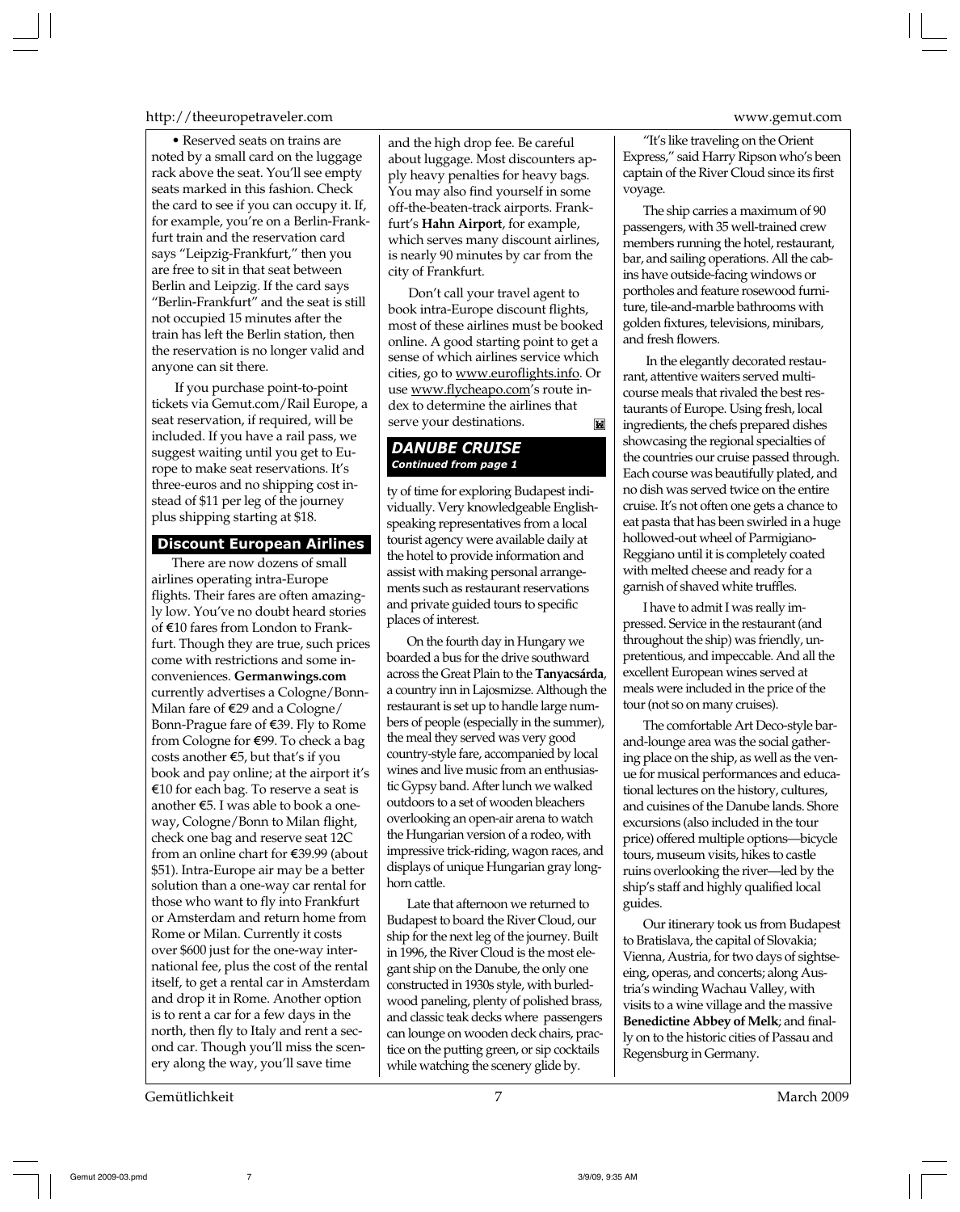• Reserved seats on trains are noted by a small card on the luggage rack above the seat. You'll see empty seats marked in this fashion. Check the card to see if you can occupy it. If, for example, you're on a Berlin-Frankfurt train and the reservation card says "Leipzig-Frankfurt," then you are free to sit in that seat between Berlin and Leipzig. If the card says "Berlin-Frankfurt" and the seat is still not occupied 15 minutes after the train has left the Berlin station, then the reservation is no longer valid and anyone can sit there.

If you purchase point-to-point tickets via Gemut.com/Rail Europe, a seat reservation, if required, will be included. If you have a rail pass, we suggest waiting until you get to Europe to make seat reservations. It's three-euros and no shipping cost instead of $11 per leg of the journey plus shipping starting at $18.

## Discount European Airlines

There are now dozens of small airlines operating intra-Europe flights. Their fares are often amazingly low. You've no doubt heard stories of €10 fares from London to Frankfurt. Though they are true, such prices come with restrictions and some inconveniences. **Germanwings.com** currently advertises a Cologne/Bonn-Milan fare of €29 and a Cologne/Bonn-Prague fare of €39. Fly to Rome from Cologne for €99. To check a bag costs another €5, but that's if you book and pay online; at the airport it's €10 for each bag. To reserve a seat is another €5. I was able to book a one-way, Cologne/Bonn to Milan flight, check one bag and reserve seat 12C from an online chart for €39.99 (about $51). Intra-Europe air may be a better solution than a one-way car rental for those who want to fly into Frankfurt or Amsterdam and return home from Rome or Milan. Currently it costs over $600 just for the one-way international fee, plus the cost of the rental itself, to get a rental car in Amsterdam and drop it in Rome. Another option is to rent a car for a few days in the north, then fly to Italy and rent a second car. Though you'll miss the scenery along the way, you'll save time and the high drop fee. Be careful about luggage. Most discounters apply heavy penalties for heavy bags. You may also find yourself in some off-the-beaten-track airports. Frankfurt's **Hahn Airport**, for example, which serves many discount airlines, is nearly 90 minutes by car from the city of Frankfurt.

Don't call your travel agent to book intra-Europe discount flights, most of these airlines must be booked online. A good starting point to get a sense of which airlines service which cities, go to www.euroflights.info. Or use www.flycheapo.com's route index to determine the airlines that serve your destinations.

## DANUBE CRUISE

*Continued from page 1*

ty of time for exploring Budapest individually. Very knowledgeable English-speaking representatives from a local tourist agency were available daily at the hotel to provide information and assist with making personal arrangements such as restaurant reservations and private guided tours to specific places of interest.

On the fourth day in Hungary we boarded a bus for the drive southward across the Great Plain to the **Tanyacsárda**, a country inn in Lajosmizse. Although the restaurant is set up to handle large numbers of people (especially in the summer), the meal they served was very good country-style fare, accompanied by local wines and live music from an enthusiastic Gypsy band. After lunch we walked outdoors to a set of wooden bleachers overlooking an open-air arena to watch the Hungarian version of a rodeo, with impressive trick-riding, wagon races, and displays of unique Hungarian gray longhorn cattle.

Late that afternoon we returned to Budapest to board the River Cloud, our ship for the next leg of the journey. Built in 1996, the River Cloud is the most elegant ship on the Danube, the only one constructed in 1930s style, with burled-wood paneling, plenty of polished brass, and classic teak decks where passengers can lounge on wooden deck chairs, practice on the putting green, or sip cocktails while watching the scenery glide by.

"It's like traveling on the Orient Express," said Harry Ripson who's been captain of the River Cloud since its first voyage.

The ship carries a maximum of 90 passengers, with 35 well-trained crew members running the hotel, restaurant, bar, and sailing operations. All the cabins have outside-facing windows or portholes and feature rosewood furniture, tile-and-marble bathrooms with golden fixtures, televisions, minibars, and fresh flowers.

In the elegantly decorated restaurant, attentive waiters served multi-course meals that rivaled the best restaurants of Europe. Using fresh, local ingredients, the chefs prepared dishes showcasing the regional specialties of the countries our cruise passed through. Each course was beautifully plated, and no dish was served twice on the entire cruise. It's not often one gets a chance to eat pasta that has been swirled in a huge hollowed-out wheel of Parmigiano-Reggiano until it is completely coated with melted cheese and ready for a garnish of shaved white truffles.

I have to admit I was really impressed. Service in the restaurant (and throughout the ship) was friendly, unpretentious, and impeccable. And all the excellent European wines served at meals were included in the price of the tour (not so on many cruises).

The comfortable Art Deco-style bar-and-lounge area was the social gathering place on the ship, as well as the venue for musical performances and educational lectures on the history, cultures, and cuisines of the Danube lands. Shore excursions (also included in the tour price) offered multiple options—bicycle tours, museum visits, hikes to castle ruins overlooking the river—led by the ship's staff and highly qualified local guides.

Our itinerary took us from Budapest to Bratislava, the capital of Slovakia; Vienna, Austria, for two days of sightseeing, operas, and concerts; along Austria's winding Wachau Valley, with visits to a wine village and the massive **Benedictine Abbey of Melk**; and finally on to the historic cities of Passau and Regensburg in Germany.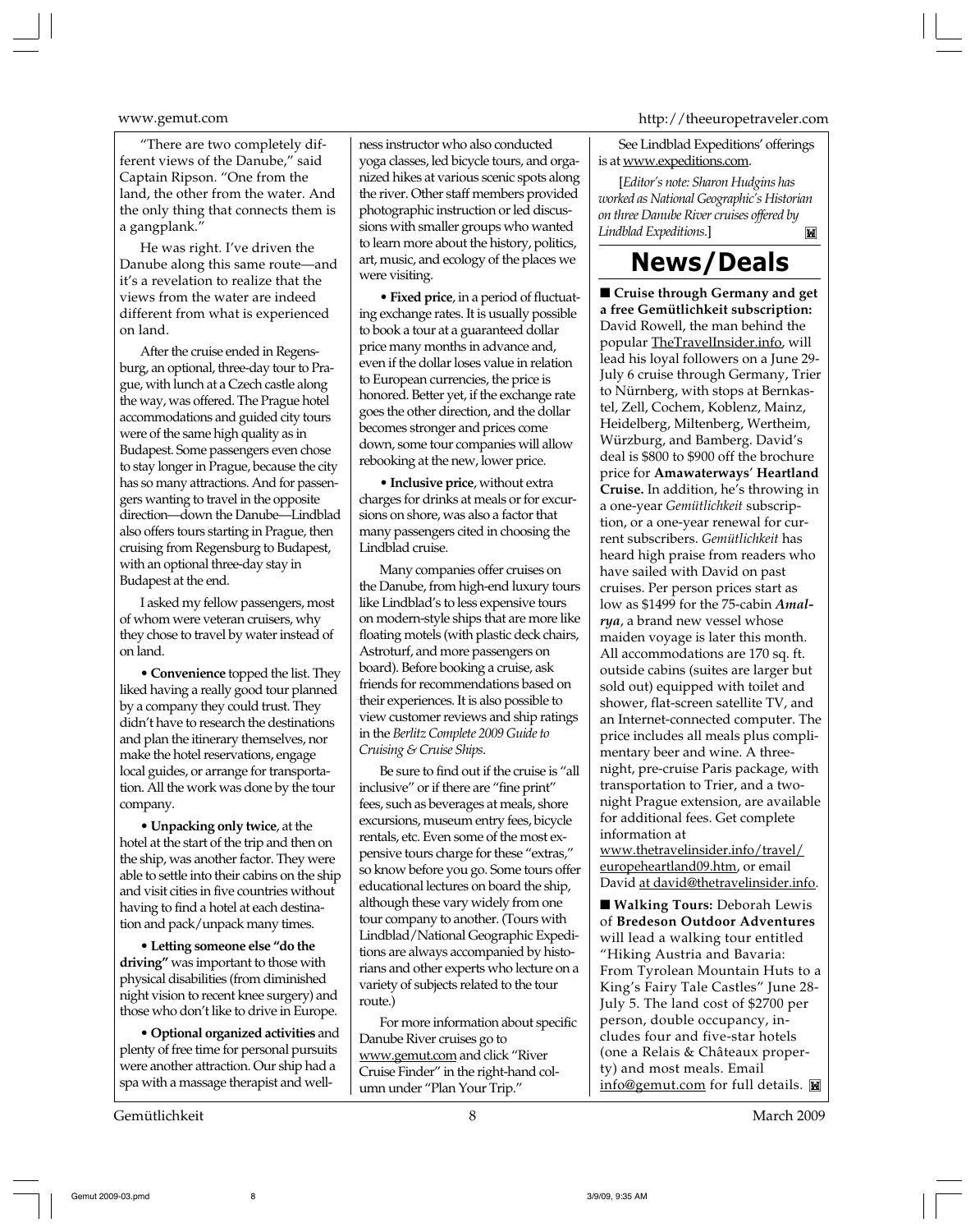"There are two completely different views of the Danube," said Captain Ripson. "One from the land, the other from the water. And the only thing that connects them is a gangplank."

He was right. I've driven the Danube along this same route—and it's a revelation to realize that the views from the water are indeed different from what is experienced on land.

After the cruise ended in Regensburg, an optional, three-day tour to Prague, with lunch at a Czech castle along the way, was offered. The Prague hotel accommodations and guided city tours were of the same high quality as in Budapest. Some passengers even chose to stay longer in Prague, because the city has so many attractions. And for passengers wanting to travel in the opposite direction—down the Danube—Lindblad also offers tours starting in Prague, then cruising from Regensburg to Budapest, with an optional three-day stay in Budapest at the end.

I asked my fellow passengers, most of whom were veteran cruisers, why they chose to travel by water instead of on land.

• **Convenience** topped the list. They liked having a really good tour planned by a company they could trust. They didn't have to research the destinations and plan the itinerary themselves, nor make the hotel reservations, engage local guides, or arrange for transportation. All the work was done by the tour company.

• **Unpacking only twice**, at the hotel at the start of the trip and then on the ship, was another factor. They were able to settle into their cabins on the ship and visit cities in five countries without having to find a hotel at each destination and pack/unpack many times.

• **Letting someone else "do the driving"** was important to those with physical disabilities (from diminished night vision to recent knee surgery) and those who don't like to drive in Europe.

• **Optional organized activities** and plenty of free time for personal pursuits were another attraction. Our ship had a spa with a massage therapist and wellness instructor who also conducted yoga classes, led bicycle tours, and organized hikes at various scenic spots along the river. Other staff members provided photographic instruction or led discussions with smaller groups who wanted to learn more about the history, politics, art, music, and ecology of the places we were visiting.

• **Fixed price**, in a period of fluctuating exchange rates. It is usually possible to book a tour at a guaranteed dollar price many months in advance and, even if the dollar loses value in relation to European currencies, the price is honored. Better yet, if the exchange rate goes the other direction, and the dollar becomes stronger and prices come down, some tour companies will allow rebooking at the new, lower price.

• **Inclusive price**, without extra charges for drinks at meals or for excursions on shore, was also a factor that many passengers cited in choosing the Lindblad cruise.

Many companies offer cruises on the Danube, from high-end luxury tours like Lindblad's to less expensive tours on modern-style ships that are more like floating motels (with plastic deck chairs, Astroturf, and more passengers on board). Before booking a cruise, ask friends for recommendations based on their experiences. It is also possible to view customer reviews and ship ratings in the *Berlitz Complete 2009 Guide to Cruising & Cruise Ships*.

Be sure to find out if the cruise is "all inclusive" or if there are "fine print" fees, such as beverages at meals, shore excursions, museum entry fees, bicycle rentals, etc. Even some of the most expensive tours charge for these "extras," so know before you go. Some tours offer educational lectures on board the ship, although these vary widely from one tour company to another. (Tours with Lindblad/National Geographic Expeditions are always accompanied by historians and other experts who lecture on a variety of subjects related to the tour route.)

For more information about specific Danube River cruises go to www.gemut.com and click "River Cruise Finder" in the right-hand column under "Plan Your Trip."

See Lindblad Expeditions' offerings is at www.expeditions.com.

[*Editor's note: Sharon Hudgins has worked as National Geographic's Historian on three Danube River cruises offered by Lindblad Expeditions.*]

# News/Deals

■ **Cruise through Germany and get a free Gemütlichkeit subscription:** David Rowell, the man behind the popular TheTravelInsider.info, will lead his loyal followers on a June 29-July 6 cruise through Germany, Trier to Nürnberg, with stops at Bernkastel, Zell, Cochem, Koblenz, Mainz, Heidelberg, Miltenberg, Wertheim, Würzburg, and Bamberg. David's deal is $800 to $900 off the brochure price for **Amawaterways' Heartland Cruise.** In addition, he's throwing in a one-year *Gemütlichkeit* subscription, or a one-year renewal for current subscribers. *Gemütlichkeit* has heard high praise from readers who have sailed with David on past cruises. Per person prices start as low as $1499 for the 75-cabin ***Amalrya***, a brand new vessel whose maiden voyage is later this month. All accommodations are 170 sq. ft. outside cabins (suites are larger but sold out) equipped with toilet and shower, flat-screen satellite TV, and an Internet-connected computer. The price includes all meals plus complimentary beer and wine. A three-night, pre-cruise Paris package, with transportation to Trier, and a two-night Prague extension, are available for additional fees. Get complete information at www.thetravelinsider.info/travel/europeheartland09.htm, or email David at david@thetravelinsider.info.

■ **Walking Tours:** Deborah Lewis of **Bredeson Outdoor Adventures** will lead a walking tour entitled "Hiking Austria and Bavaria: From Tyrolean Mountain Huts to a King's Fairy Tale Castles" June 28-July 5. The land cost of $2700 per person, double occupancy, includes four and five-star hotels (one a Relais & Châteaux property) and most meals. Email info@gemut.com for full details.